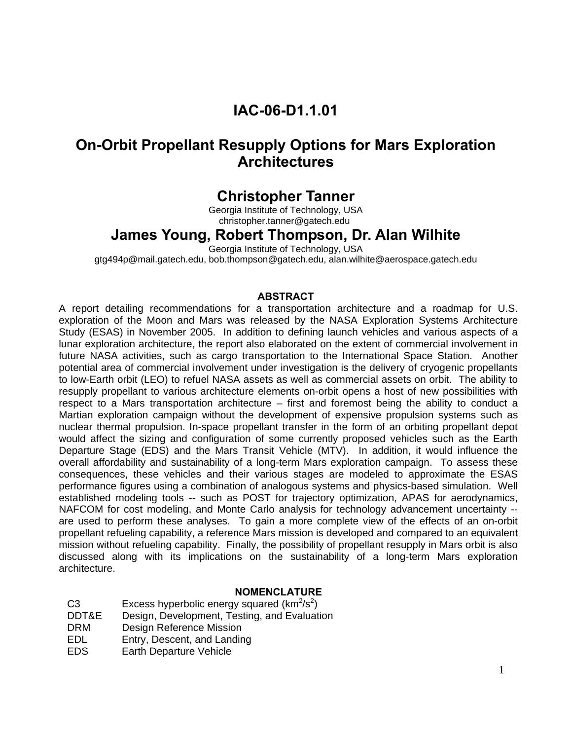# IAC-06-D1.1.01

# On-Orbit Propellant Resupply Options for Mars Exploration Architectures

## Christopher Tanner

Georgia Institute of Technology, USA
christopher.tanner@gatech.edu

## James Young, Robert Thompson, Dr. Alan Wilhite

Georgia Institute of Technology, USA
gtg494p@mail.gatech.edu, bob.thompson@gatech.edu, alan.wilhite@aerospace.gatech.edu

### ABSTRACT

A report detailing recommendations for a transportation architecture and a roadmap for U.S. exploration of the Moon and Mars was released by the NASA Exploration Systems Architecture Study (ESAS) in November 2005. In addition to defining launch vehicles and various aspects of a lunar exploration architecture, the report also elaborated on the extent of commercial involvement in future NASA activities, such as cargo transportation to the International Space Station. Another potential area of commercial involvement under investigation is the delivery of cryogenic propellants to low-Earth orbit (LEO) to refuel NASA assets as well as commercial assets on orbit. The ability to resupply propellant to various architecture elements on-orbit opens a host of new possibilities with respect to a Mars transportation architecture – first and foremost being the ability to conduct a Martian exploration campaign without the development of expensive propulsion systems such as nuclear thermal propulsion. In-space propellant transfer in the form of an orbiting propellant depot would affect the sizing and configuration of some currently proposed vehicles such as the Earth Departure Stage (EDS) and the Mars Transit Vehicle (MTV). In addition, it would influence the overall affordability and sustainability of a long-term Mars exploration campaign. To assess these consequences, these vehicles and their various stages are modeled to approximate the ESAS performance figures using a combination of analogous systems and physics-based simulation. Well established modeling tools -- such as POST for trajectory optimization, APAS for aerodynamics, NAFCOM for cost modeling, and Monte Carlo analysis for technology advancement uncertainty -- are used to perform these analyses. To gain a more complete view of the effects of an on-orbit propellant refueling capability, a reference Mars mission is developed and compared to an equivalent mission without refueling capability. Finally, the possibility of propellant resupply in Mars orbit is also discussed along with its implications on the sustainability of a long-term Mars exploration architecture.

### NOMENCLATURE

| | |
|---|---|
| C3 | Excess hyperbolic energy squared ($km^2/s^2$) |
| DDT&E | Design, Development, Testing, and Evaluation |
| DRM | Design Reference Mission |
| EDL | Entry, Descent, and Landing |
| EDS | Earth Departure Vehicle |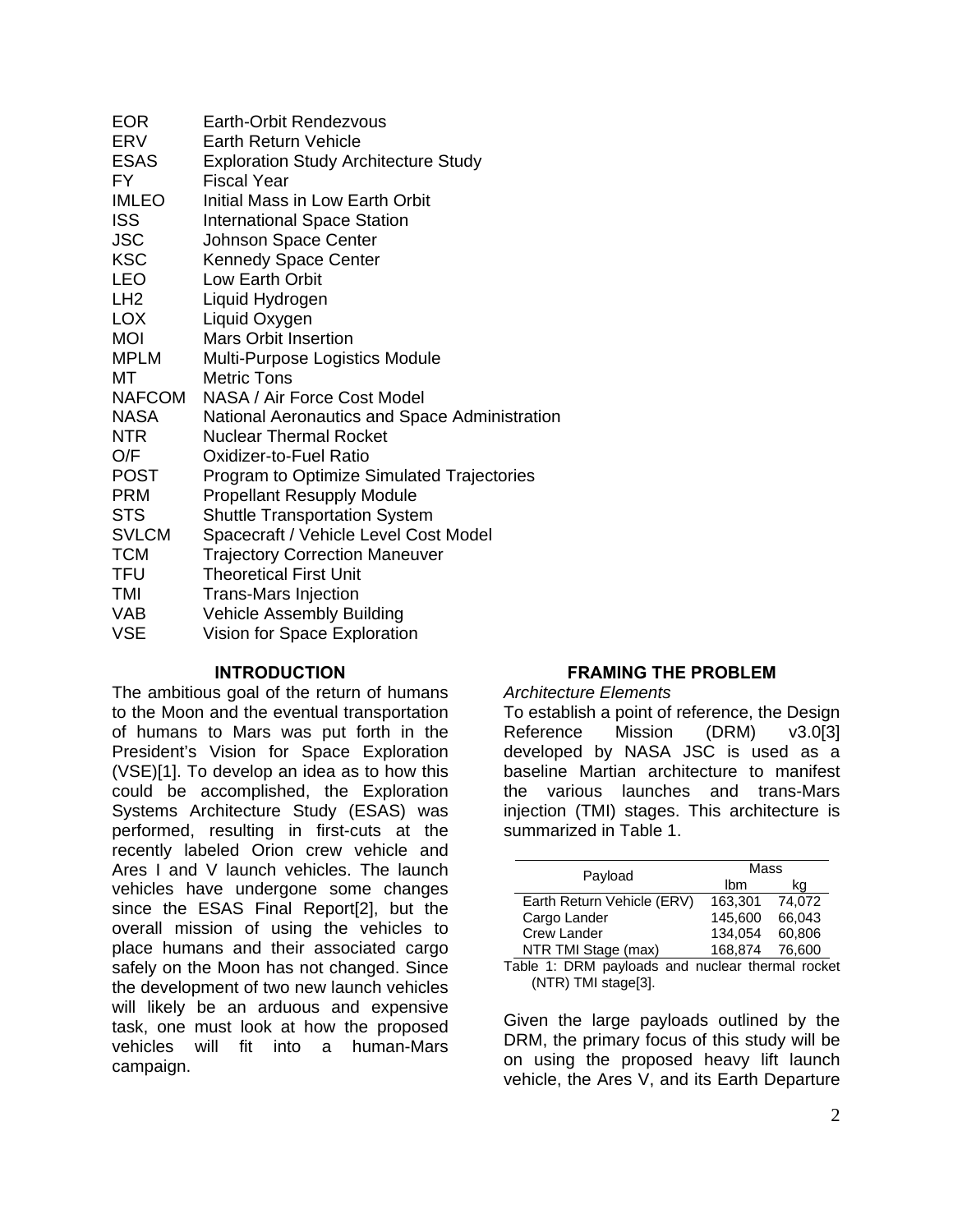| | |
|---|---|
| EOR | Earth-Orbit Rendezvous |
| ERV | Earth Return Vehicle |
| ESAS | Exploration Study Architecture Study |
| FY | Fiscal Year |
| IMLEO | Initial Mass in Low Earth Orbit |
| ISS | International Space Station |
| JSC | Johnson Space Center |
| KSC | Kennedy Space Center |
| LEO | Low Earth Orbit |
| LH2 | Liquid Hydrogen |
| LOX | Liquid Oxygen |
| MOI | Mars Orbit Insertion |
| MPLM | Multi-Purpose Logistics Module |
| MT | Metric Tons |
| NAFCOM | NASA / Air Force Cost Model |
| NASA | National Aeronautics and Space Administration |
| NTR | Nuclear Thermal Rocket |
| O/F | Oxidizer-to-Fuel Ratio |
| POST | Program to Optimize Simulated Trajectories |
| PRM | Propellant Resupply Module |
| STS | Shuttle Transportation System |
| SVLCM | Spacecraft / Vehicle Level Cost Model |
| TCM | Trajectory Correction Maneuver |
| TFU | Theoretical First Unit |
| TMI | Trans-Mars Injection |
| VAB | Vehicle Assembly Building |
| VSE | Vision for Space Exploration |

## INTRODUCTION

The ambitious goal of the return of humans to the Moon and the eventual transportation of humans to Mars was put forth in the President's Vision for Space Exploration (VSE)[1]. To develop an idea as to how this could be accomplished, the Exploration Systems Architecture Study (ESAS) was performed, resulting in first-cuts at the recently labeled Orion crew vehicle and Ares I and V launch vehicles. The launch vehicles have undergone some changes since the ESAS Final Report[2], but the overall mission of using the vehicles to place humans and their associated cargo safely on the Moon has not changed. Since the development of two new launch vehicles will likely be an arduous and expensive task, one must look at how the proposed vehicles will fit into a human-Mars campaign.

## FRAMING THE PROBLEM

*Architecture Elements*

To establish a point of reference, the Design Reference Mission (DRM) v3.0[3] developed by NASA JSC is used as a baseline Martian architecture to manifest the various launches and trans-Mars injection (TMI) stages. This architecture is summarized in Table 1.

| Payload | Mass | |
|---|---|---|
| | lbm | kg |
| Earth Return Vehicle (ERV) | 163,301 | 74,072 |
| Cargo Lander | 145,600 | 66,043 |
| Crew Lander | 134,054 | 60,806 |
| NTR TMI Stage (max) | 168,874 | 76,600 |

Table 1: DRM payloads and nuclear thermal rocket (NTR) TMI stage[3].

Given the large payloads outlined by the DRM, the primary focus of this study will be on using the proposed heavy lift launch vehicle, the Ares V, and its Earth Departure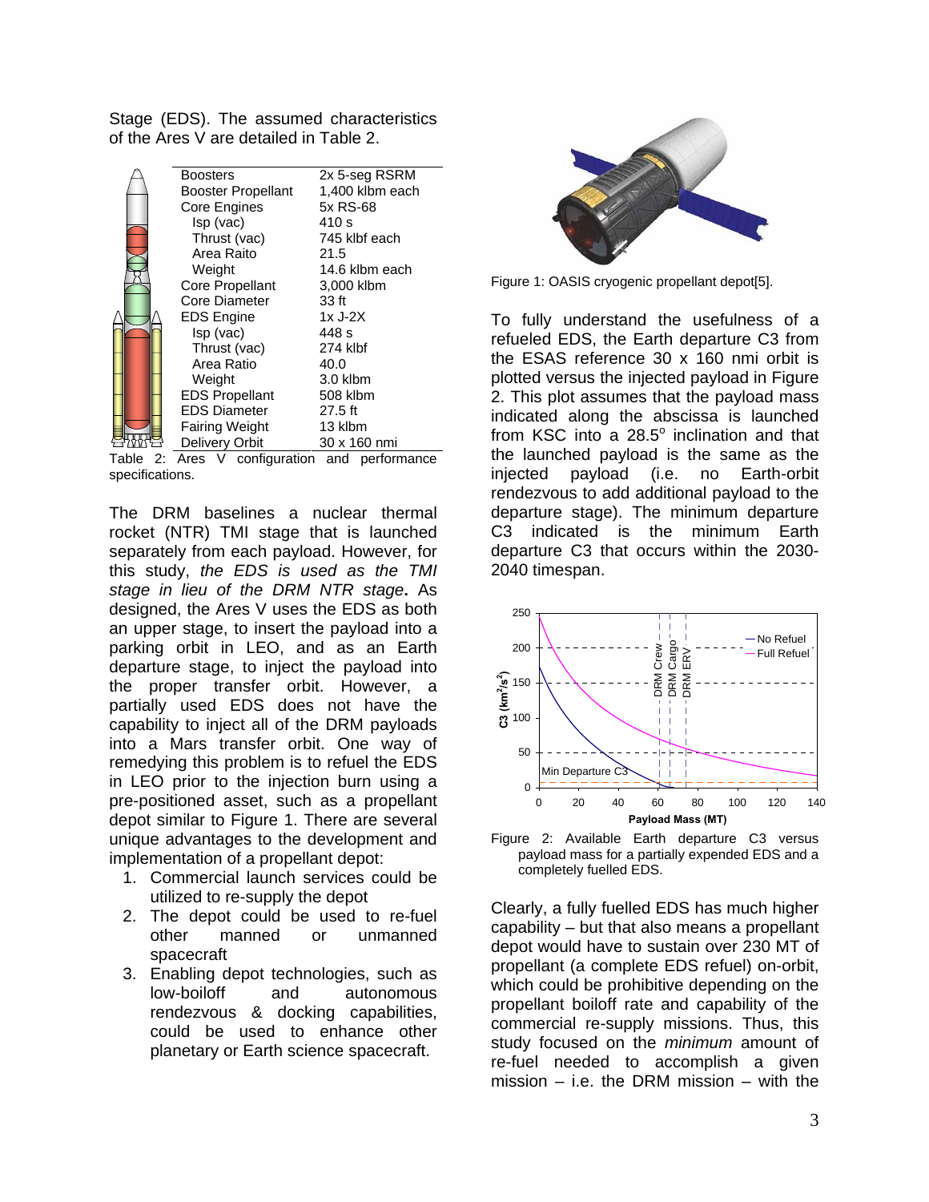Stage (EDS). The assumed characteristics of the Ares V are detailed in Table 2.

| | |
|---|---|
| Boosters | 2x 5-seg RSRM |
| Booster Propellant | 1,400 klbm each |
| Core Engines | 5x RS-68 |
| Isp (vac) | 410 s |
| Thrust (vac) | 745 klbf each |
| Area Raito | 21.5 |
| Weight | 14.6 klbm each |
| Core Propellant | 3,000 klbm |
| Core Diameter | 33 ft |
| EDS Engine | 1x J-2X |
| Isp (vac) | 448 s |
| Thrust (vac) | 274 klbf |
| Area Ratio | 40.0 |
| Weight | 3.0 klbm |
| EDS Propellant | 508 klbm |
| EDS Diameter | 27.5 ft |
| Fairing Weight | 13 klbm |
| Delivery Orbit | 30 x 160 nmi |

Table 2: Ares V configuration and performance specifications.

The DRM baselines a nuclear thermal rocket (NTR) TMI stage that is launched separately from each payload. However, for this study, *the EDS is used as the TMI stage in lieu of the DRM NTR stage*. As designed, the Ares V uses the EDS as both an upper stage, to insert the payload into a parking orbit in LEO, and as an Earth departure stage, to inject the payload into the proper transfer orbit. However, a partially used EDS does not have the capability to inject all of the DRM payloads into a Mars transfer orbit. One way of remedying this problem is to refuel the EDS in LEO prior to the injection burn using a pre-positioned asset, such as a propellant depot similar to Figure 1. There are several unique advantages to the development and implementation of a propellant depot:

1. Commercial launch services could be utilized to re-supply the depot
2. The depot could be used to re-fuel other manned or unmanned spacecraft
3. Enabling depot technologies, such as low-boiloff and autonomous rendezvous & docking capabilities, could be used to enhance other planetary or Earth science spacecraft.

Figure 1: OASIS cryogenic propellant depot[5].

To fully understand the usefulness of a refueled EDS, the Earth departure C3 from the ESAS reference 30 x 160 nmi orbit is plotted versus the injected payload in Figure 2. This plot assumes that the payload mass indicated along the abscissa is launched from KSC into a 28.5° inclination and that the launched payload is the same as the injected payload (i.e. no Earth-orbit rendezvous to add additional payload to the departure stage). The minimum departure C3 indicated is the minimum Earth departure C3 that occurs within the 2030-2040 timespan.

Figure 2: Available Earth departure C3 versus payload mass for a partially expended EDS and a completely fuelled EDS.

Clearly, a fully fuelled EDS has much higher capability – but that also means a propellant depot would have to sustain over 230 MT of propellant (a complete EDS refuel) on-orbit, which could be prohibitive depending on the propellant boiloff rate and capability of the commercial re-supply missions. Thus, this study focused on the *minimum* amount of re-fuel needed to accomplish a given mission – i.e. the DRM mission – with the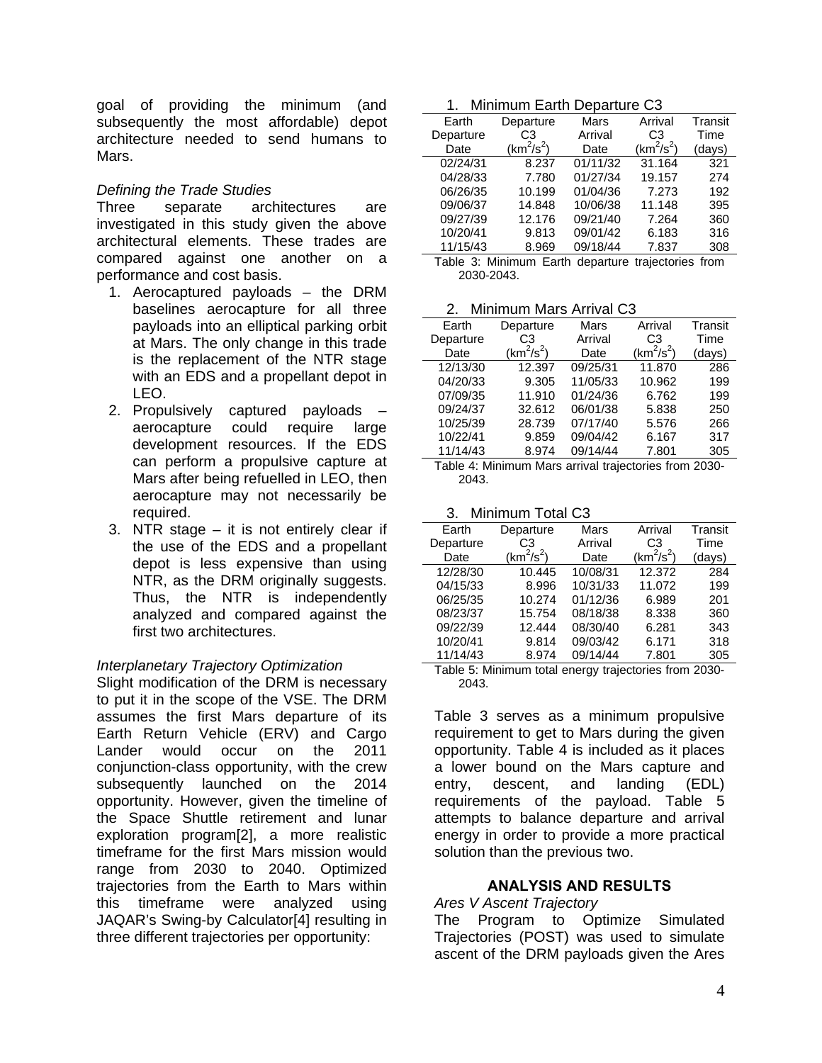goal of providing the minimum (and subsequently the most affordable) depot architecture needed to send humans to Mars.

*Defining the Trade Studies*

Three separate architectures are investigated in this study given the above architectural elements. These trades are compared against one another on a performance and cost basis.

1. Aerocaptured payloads – the DRM baselines aerocapture for all three payloads into an elliptical parking orbit at Mars. The only change in this trade is the replacement of the NTR stage with an EDS and a propellant depot in LEO.
2. Propulsively captured payloads – aerocapture could require large development resources. If the EDS can perform a propulsive capture at Mars after being refuelled in LEO, then aerocapture may not necessarily be required.
3. NTR stage – it is not entirely clear if the use of the EDS and a propellant depot is less expensive than using NTR, as the DRM originally suggests. Thus, the NTR is independently analyzed and compared against the first two architectures.

*Interplanetary Trajectory Optimization*

Slight modification of the DRM is necessary to put it in the scope of the VSE. The DRM assumes the first Mars departure of its Earth Return Vehicle (ERV) and Cargo Lander would occur on the 2011 conjunction-class opportunity, with the crew subsequently launched on the 2014 opportunity. However, given the timeline of the Space Shuttle retirement and lunar exploration program[2], a more realistic timeframe for the first Mars mission would range from 2030 to 2040. Optimized trajectories from the Earth to Mars within this timeframe were analyzed using JAQAR's Swing-by Calculator[4] resulting in three different trajectories per opportunity:

1. Minimum Earth Departure C3

| Earth Departure Date | Departure C3 ($km^2/s^2$) | Mars Arrival Date | Arrival C3 ($km^2/s^2$) | Transit Time (days) |
|---|---|---|---|---|
| 02/24/31 | 8.237 | 01/11/32 | 31.164 | 321 |
| 04/28/33 | 7.780 | 01/27/34 | 19.157 | 274 |
| 06/26/35 | 10.199 | 01/04/36 | 7.273 | 192 |
| 09/06/37 | 14.848 | 10/06/38 | 11.148 | 395 |
| 09/27/39 | 12.176 | 09/21/40 | 7.264 | 360 |
| 10/20/41 | 9.813 | 09/01/42 | 6.183 | 316 |
| 11/15/43 | 8.969 | 09/18/44 | 7.837 | 308 |

Table 3: Minimum Earth departure trajectories from 2030-2043.

2. Minimum Mars Arrival C3

| Earth Departure Date | Departure C3 ($km^2/s^2$) | Mars Arrival Date | Arrival C3 ($km^2/s^2$) | Transit Time (days) |
|---|---|---|---|---|
| 12/13/30 | 12.397 | 09/25/31 | 11.870 | 286 |
| 04/20/33 | 9.305 | 11/05/33 | 10.962 | 199 |
| 07/09/35 | 11.910 | 01/24/36 | 6.762 | 199 |
| 09/24/37 | 32.612 | 06/01/38 | 5.838 | 250 |
| 10/25/39 | 28.739 | 07/17/40 | 5.576 | 266 |
| 10/22/41 | 9.859 | 09/04/42 | 6.167 | 317 |
| 11/14/43 | 8.974 | 09/14/44 | 7.801 | 305 |

Table 4: Minimum Mars arrival trajectories from 2030-2043.

3. Minimum Total C3

| Earth Departure Date | Departure C3 ($km^2/s^2$) | Mars Arrival Date | Arrival C3 ($km^2/s^2$) | Transit Time (days) |
|---|---|---|---|---|
| 12/28/30 | 10.445 | 10/08/31 | 12.372 | 284 |
| 04/15/33 | 8.996 | 10/31/33 | 11.072 | 199 |
| 06/25/35 | 10.274 | 01/12/36 | 6.989 | 201 |
| 08/23/37 | 15.754 | 08/18/38 | 8.338 | 360 |
| 09/22/39 | 12.444 | 08/30/40 | 6.281 | 343 |
| 10/20/41 | 9.814 | 09/03/42 | 6.171 | 318 |
| 11/14/43 | 8.974 | 09/14/44 | 7.801 | 305 |

Table 5: Minimum total energy trajectories from 2030-2043.

Table 3 serves as a minimum propulsive requirement to get to Mars during the given opportunity. Table 4 is included as it places a lower bound on the Mars capture and entry, descent, and landing (EDL) requirements of the payload. Table 5 attempts to balance departure and arrival energy in order to provide a more practical solution than the previous two.

## ANALYSIS AND RESULTS

*Ares V Ascent Trajectory*

The Program to Optimize Simulated Trajectories (POST) was used to simulate ascent of the DRM payloads given the Ares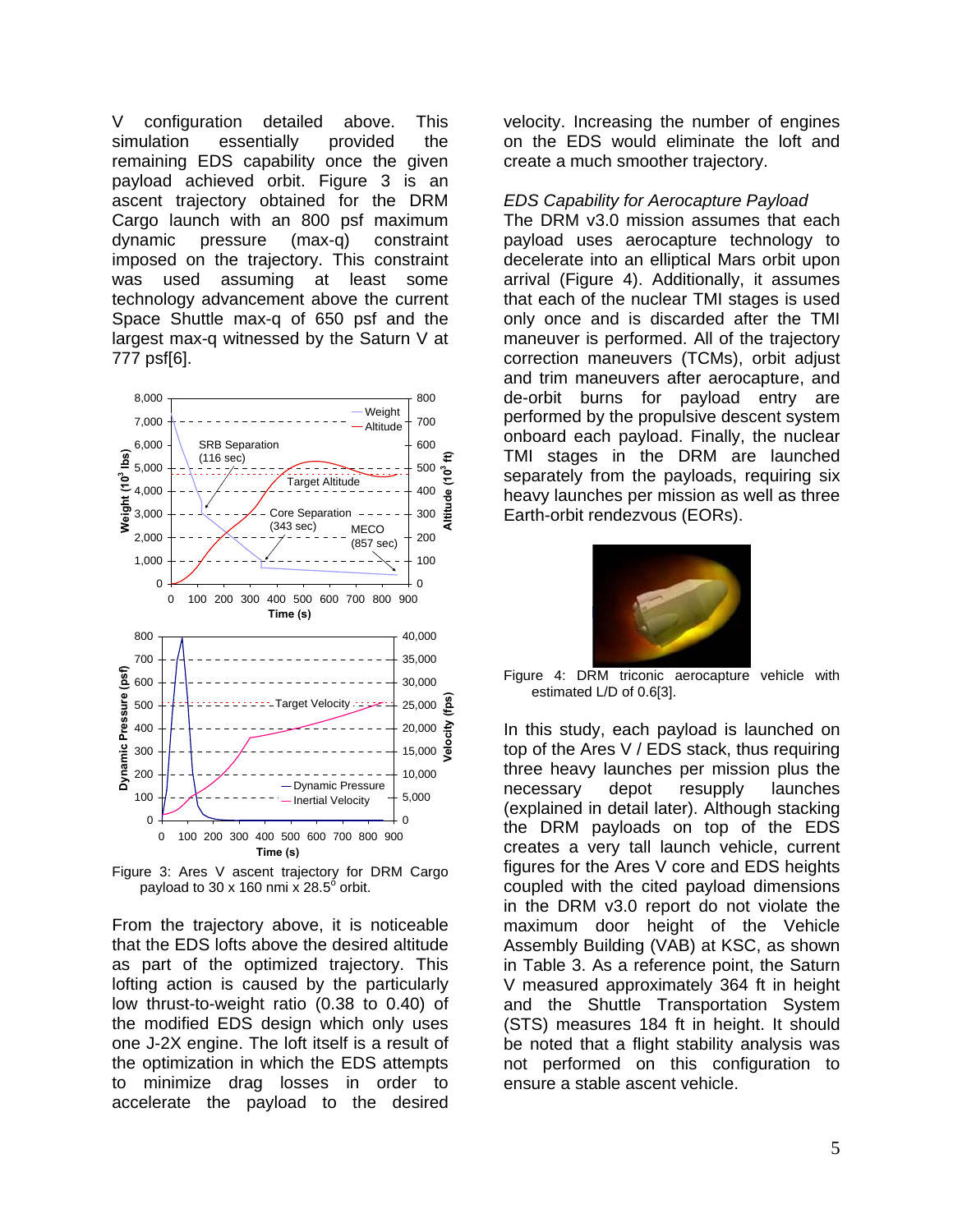V configuration detailed above. This simulation essentially provided the remaining EDS capability once the given payload achieved orbit. Figure 3 is an ascent trajectory obtained for the DRM Cargo launch with an 800 psf maximum dynamic pressure (max-q) constraint imposed on the trajectory. This constraint was used assuming at least some technology advancement above the current Space Shuttle max-q of 650 psf and the largest max-q witnessed by the Saturn V at 777 psf[6].

Figure 3: Ares V ascent trajectory for DRM Cargo payload to 30 x 160 nmi x 28.5° orbit.

From the trajectory above, it is noticeable that the EDS lofts above the desired altitude as part of the optimized trajectory. This lofting action is caused by the particularly low thrust-to-weight ratio (0.38 to 0.40) of the modified EDS design which only uses one J-2X engine. The loft itself is a result of the optimization in which the EDS attempts to minimize drag losses in order to accelerate the payload to the desired velocity. Increasing the number of engines on the EDS would eliminate the loft and create a much smoother trajectory.

*EDS Capability for Aerocapture Payload*

The DRM v3.0 mission assumes that each payload uses aerocapture technology to decelerate into an elliptical Mars orbit upon arrival (Figure 4). Additionally, it assumes that each of the nuclear TMI stages is used only once and is discarded after the TMI maneuver is performed. All of the trajectory correction maneuvers (TCMs), orbit adjust and trim maneuvers after aerocapture, and de-orbit burns for payload entry are performed by the propulsive descent system onboard each payload. Finally, the nuclear TMI stages in the DRM are launched separately from the payloads, requiring six heavy launches per mission as well as three Earth-orbit rendezvous (EORs).

Figure 4: DRM triconic aerocapture vehicle with estimated L/D of 0.6[3].

In this study, each payload is launched on top of the Ares V / EDS stack, thus requiring three heavy launches per mission plus the necessary depot resupply launches (explained in detail later). Although stacking the DRM payloads on top of the EDS creates a very tall launch vehicle, current figures for the Ares V core and EDS heights coupled with the cited payload dimensions in the DRM v3.0 report do not violate the maximum door height of the Vehicle Assembly Building (VAB) at KSC, as shown in Table 3. As a reference point, the Saturn V measured approximately 364 ft in height and the Shuttle Transportation System (STS) measures 184 ft in height. It should be noted that a flight stability analysis was not performed on this configuration to ensure a stable ascent vehicle.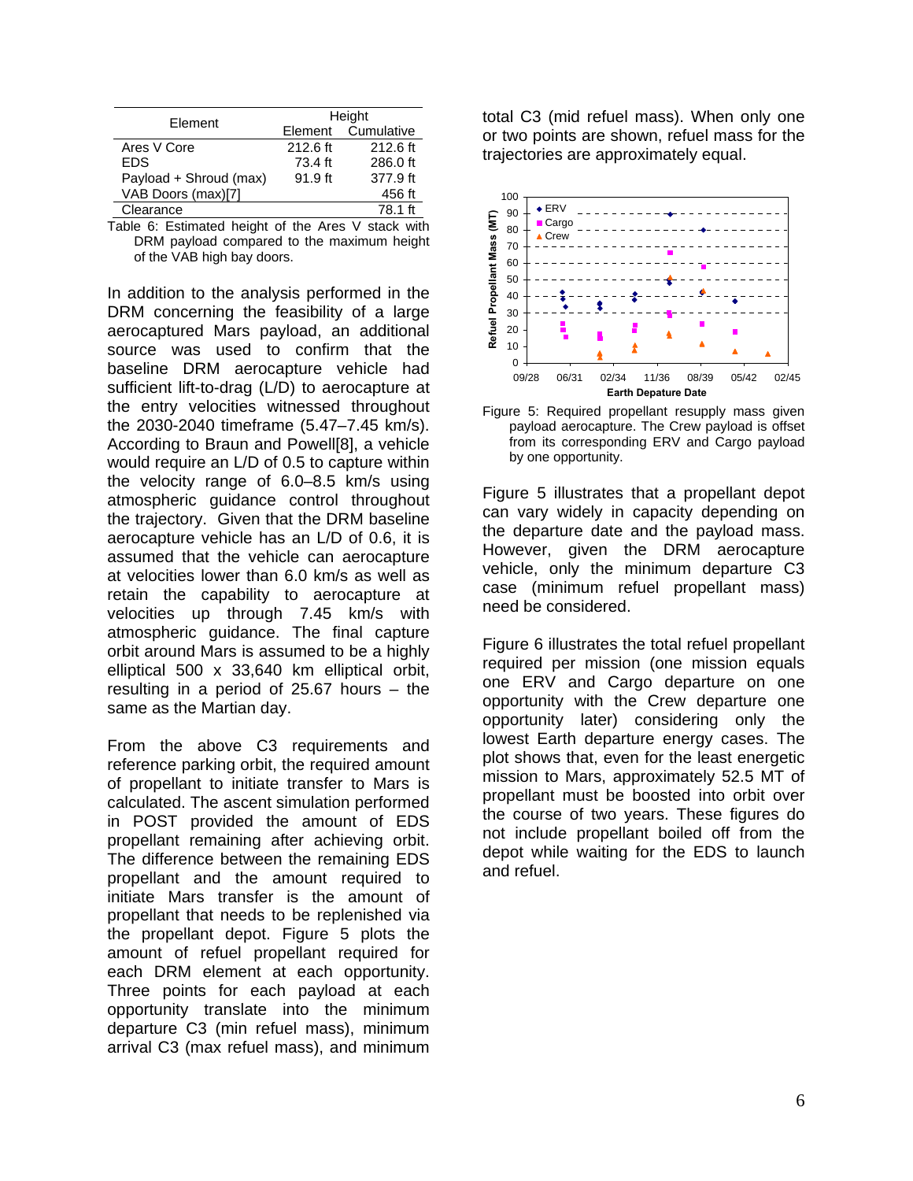| Element | Height | |
|---|---|---|
| | Element | Cumulative |
| Ares V Core | 212.6 ft | 212.6 ft |
| EDS | 73.4 ft | 286.0 ft |
| Payload + Shroud (max) | 91.9 ft | 377.9 ft |
| VAB Doors (max)[7] | | 456 ft |
| Clearance | | 78.1 ft |

Table 6: Estimated height of the Ares V stack with DRM payload compared to the maximum height of the VAB high bay doors.

In addition to the analysis performed in the DRM concerning the feasibility of a large aerocaptured Mars payload, an additional source was used to confirm that the baseline DRM aerocapture vehicle had sufficient lift-to-drag (L/D) to aerocapture at the entry velocities witnessed throughout the 2030-2040 timeframe (5.47–7.45 km/s). According to Braun and Powell[8], a vehicle would require an L/D of 0.5 to capture within the velocity range of 6.0–8.5 km/s using atmospheric guidance control throughout the trajectory. Given that the DRM baseline aerocapture vehicle has an L/D of 0.6, it is assumed that the vehicle can aerocapture at velocities lower than 6.0 km/s as well as retain the capability to aerocapture at velocities up through 7.45 km/s with atmospheric guidance. The final capture orbit around Mars is assumed to be a highly elliptical 500 x 33,640 km elliptical orbit, resulting in a period of 25.67 hours – the same as the Martian day.

From the above C3 requirements and reference parking orbit, the required amount of propellant to initiate transfer to Mars is calculated. The ascent simulation performed in POST provided the amount of EDS propellant remaining after achieving orbit. The difference between the remaining EDS propellant and the amount required to initiate Mars transfer is the amount of propellant that needs to be replenished via the propellant depot. Figure 5 plots the amount of refuel propellant required for each DRM element at each opportunity. Three points for each payload at each opportunity translate into the minimum departure C3 (min refuel mass), minimum arrival C3 (max refuel mass), and minimum total C3 (mid refuel mass). When only one or two points are shown, refuel mass for the trajectories are approximately equal.

Figure 5: Required propellant resupply mass given payload aerocapture. The Crew payload is offset from its corresponding ERV and Cargo payload by one opportunity.

Figure 5 illustrates that a propellant depot can vary widely in capacity depending on the departure date and the payload mass. However, given the DRM aerocapture vehicle, only the minimum departure C3 case (minimum refuel propellant mass) need be considered.

Figure 6 illustrates the total refuel propellant required per mission (one mission equals one ERV and Cargo departure on one opportunity with the Crew departure one opportunity later) considering only the lowest Earth departure energy cases. The plot shows that, even for the least energetic mission to Mars, approximately 52.5 MT of propellant must be boosted into orbit over the course of two years. These figures do not include propellant boiled off from the depot while waiting for the EDS to launch and refuel.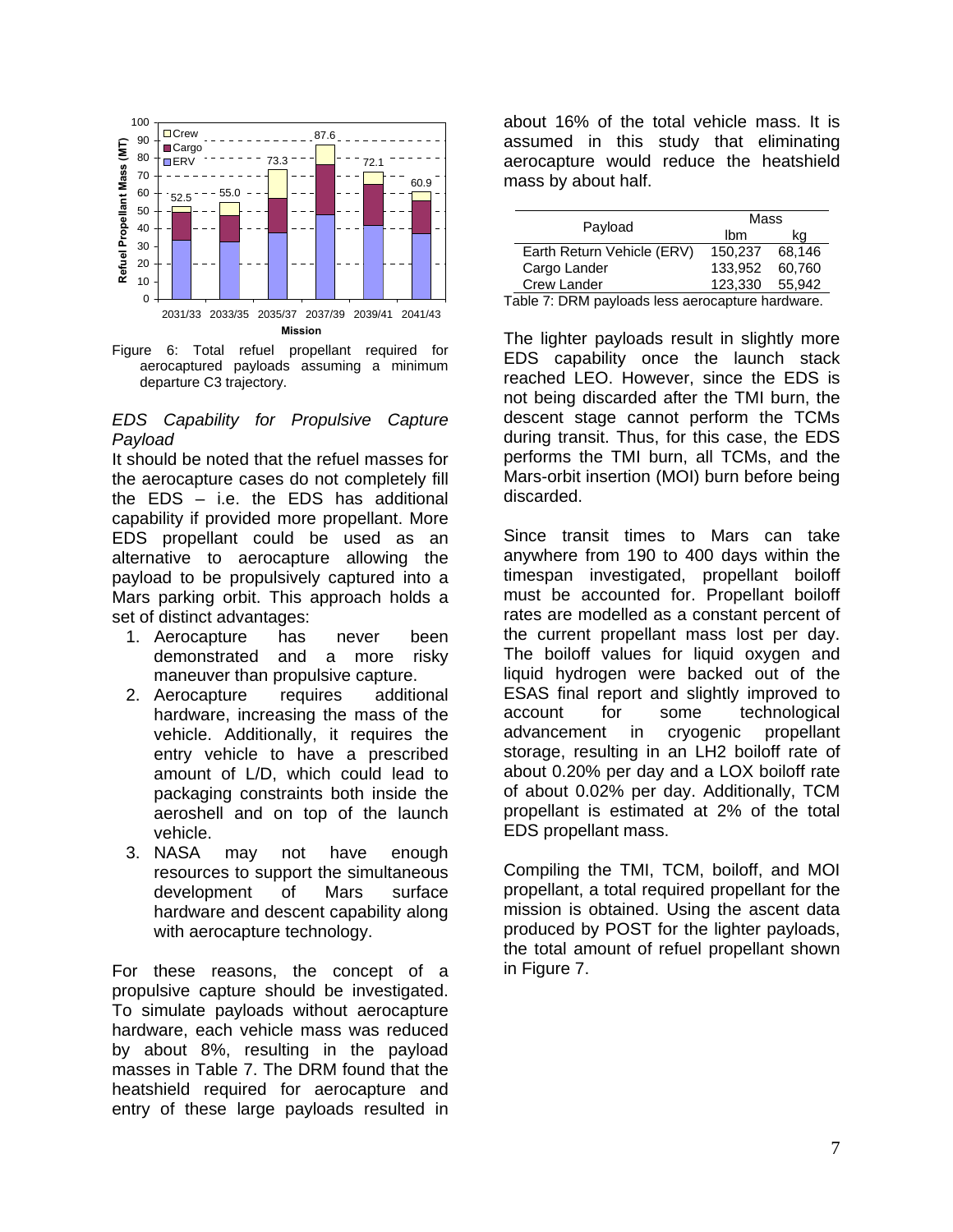Figure 6: Total refuel propellant required for aerocaptured payloads assuming a minimum departure C3 trajectory.

### *EDS Capability for Propulsive Capture Payload*

It should be noted that the refuel masses for the aerocapture cases do not completely fill the EDS – i.e. the EDS has additional capability if provided more propellant. More EDS propellant could be used as an alternative to aerocapture allowing the payload to be propulsively captured into a Mars parking orbit. This approach holds a set of distinct advantages:

1. Aerocapture has never been demonstrated and a more risky maneuver than propulsive capture.
2. Aerocapture requires additional hardware, increasing the mass of the vehicle. Additionally, it requires the entry vehicle to have a prescribed amount of L/D, which could lead to packaging constraints both inside the aeroshell and on top of the launch vehicle.
3. NASA may not have enough resources to support the simultaneous development of Mars surface hardware and descent capability along with aerocapture technology.

For these reasons, the concept of a propulsive capture should be investigated. To simulate payloads without aerocapture hardware, each vehicle mass was reduced by about 8%, resulting in the payload masses in Table 7. The DRM found that the heatshield required for aerocapture and entry of these large payloads resulted in about 16% of the total vehicle mass. It is assumed in this study that eliminating aerocapture would reduce the heatshield mass by about half.

| Payload | Mass (lbm) | Mass (kg) |
|---|---|---|
| Earth Return Vehicle (ERV) | 150,237 | 68,146 |
| Cargo Lander | 133,952 | 60,760 |
| Crew Lander | 123,330 | 55,942 |

Table 7: DRM payloads less aerocapture hardware.

The lighter payloads result in slightly more EDS capability once the launch stack reached LEO. However, since the EDS is not being discarded after the TMI burn, the descent stage cannot perform the TCMs during transit. Thus, for this case, the EDS performs the TMI burn, all TCMs, and the Mars-orbit insertion (MOI) burn before being discarded.

Since transit times to Mars can take anywhere from 190 to 400 days within the timespan investigated, propellant boiloff must be accounted for. Propellant boiloff rates are modelled as a constant percent of the current propellant mass lost per day. The boiloff values for liquid oxygen and liquid hydrogen were backed out of the ESAS final report and slightly improved to account for some technological advancement in cryogenic propellant storage, resulting in an LH2 boiloff rate of about 0.20% per day and a LOX boiloff rate of about 0.02% per day. Additionally, TCM propellant is estimated at 2% of the total EDS propellant mass.

Compiling the TMI, TCM, boiloff, and MOI propellant, a total required propellant for the mission is obtained. Using the ascent data produced by POST for the lighter payloads, the total amount of refuel propellant shown in Figure 7.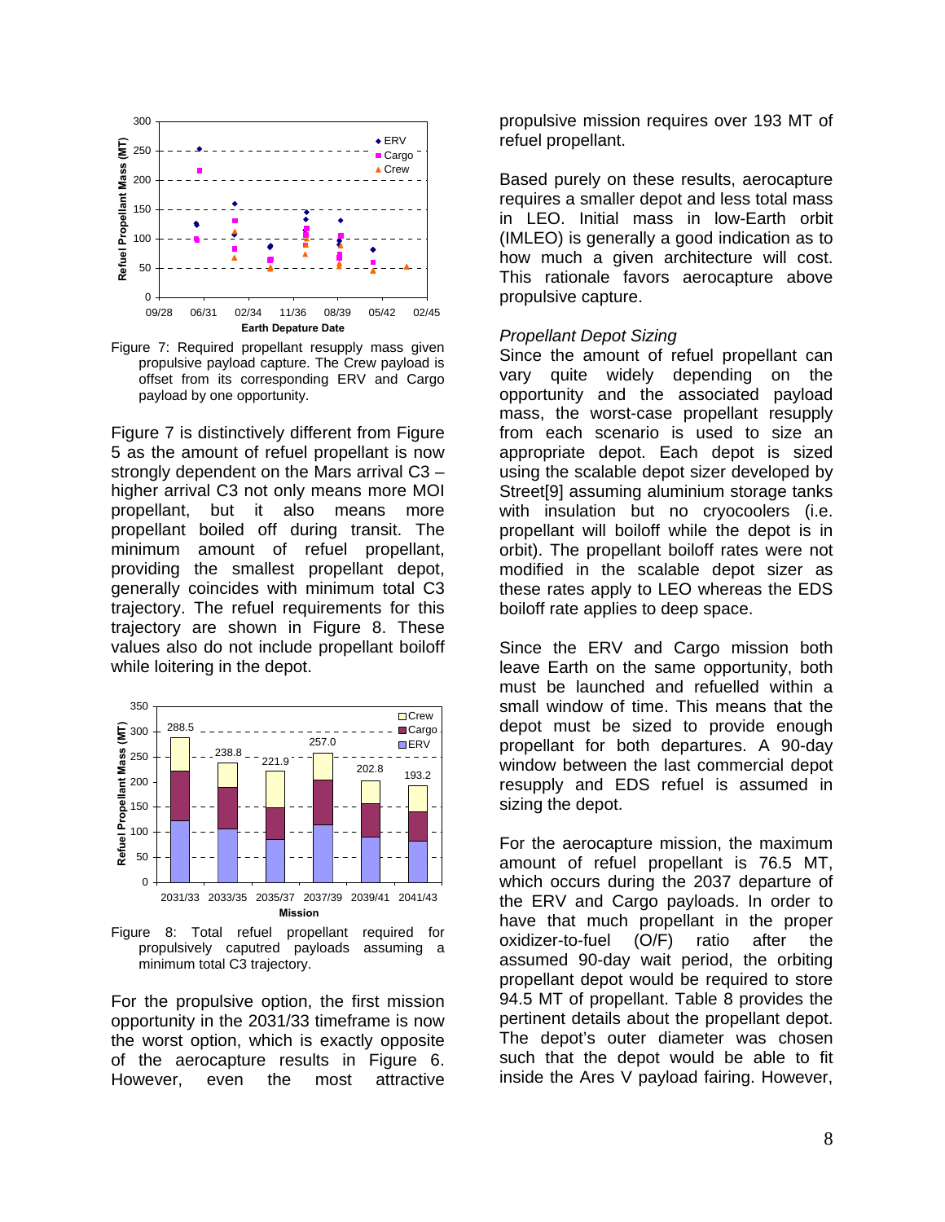Figure 7: Required propellant resupply mass given propulsive payload capture. The Crew payload is offset from its corresponding ERV and Cargo payload by one opportunity.

Figure 7 is distinctively different from Figure 5 as the amount of refuel propellant is now strongly dependent on the Mars arrival C3 – higher arrival C3 not only means more MOI propellant, but it also means more propellant boiled off during transit. The minimum amount of refuel propellant, providing the smallest propellant depot, generally coincides with minimum total C3 trajectory. The refuel requirements for this trajectory are shown in Figure 8. These values also do not include propellant boiloff while loitering in the depot.

Figure 8: Total refuel propellant required for propulsively captured payloads assuming a minimum total C3 trajectory.

For the propulsive option, the first mission opportunity in the 2031/33 timeframe is now the worst option, which is exactly opposite of the aerocapture results in Figure 6. However, even the most attractive propulsive mission requires over 193 MT of refuel propellant.

Based purely on these results, aerocapture requires a smaller depot and less total mass in LEO. Initial mass in low-Earth orbit (IMLEO) is generally a good indication as to how much a given architecture will cost. This rationale favors aerocapture above propulsive capture.

*Propellant Depot Sizing*

Since the amount of refuel propellant can vary quite widely depending on the opportunity and the associated payload mass, the worst-case propellant resupply from each scenario is used to size an appropriate depot. Each depot is sized using the scalable depot sizer developed by Street[9] assuming aluminium storage tanks with insulation but no cryocoolers (i.e. propellant will boiloff while the depot is in orbit). The propellant boiloff rates were not modified in the scalable depot sizer as these rates apply to LEO whereas the EDS boiloff rate applies to deep space.

Since the ERV and Cargo mission both leave Earth on the same opportunity, both must be launched and refuelled within a small window of time. This means that the depot must be sized to provide enough propellant for both departures. A 90-day window between the last commercial depot resupply and EDS refuel is assumed in sizing the depot.

For the aerocapture mission, the maximum amount of refuel propellant is 76.5 MT, which occurs during the 2037 departure of the ERV and Cargo payloads. In order to have that much propellant in the proper oxidizer-to-fuel (O/F) ratio after the assumed 90-day wait period, the orbiting propellant depot would be required to store 94.5 MT of propellant. Table 8 provides the pertinent details about the propellant depot. The depot's outer diameter was chosen such that the depot would be able to fit inside the Ares V payload fairing. However,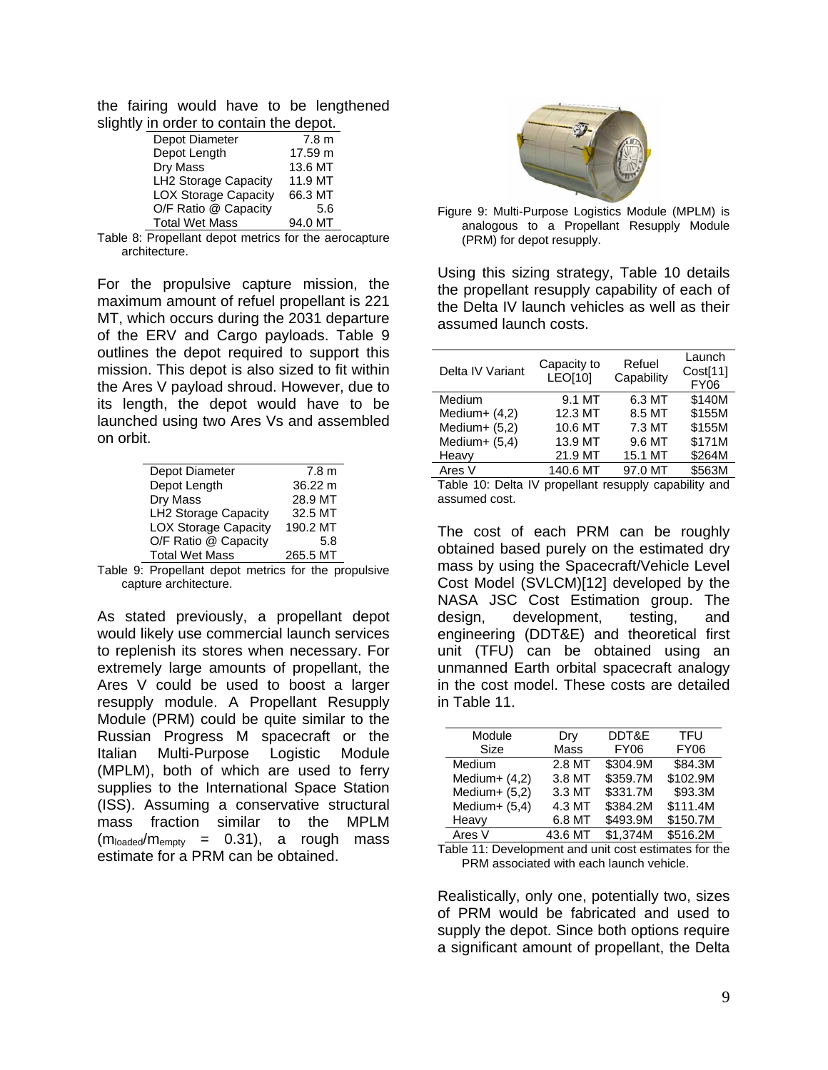the fairing would have to be lengthened slightly in order to contain the depot.

| | |
|---|---|
| Depot Diameter | 7.8 m |
| Depot Length | 17.59 m |
| Dry Mass | 13.6 MT |
| LH2 Storage Capacity | 11.9 MT |
| LOX Storage Capacity | 66.3 MT |
| O/F Ratio @ Capacity | 5.6 |
| Total Wet Mass | 94.0 MT |

Table 8: Propellant depot metrics for the aerocapture architecture.

For the propulsive capture mission, the maximum amount of refuel propellant is 221 MT, which occurs during the 2031 departure of the ERV and Cargo payloads. Table 9 outlines the depot required to support this mission. This depot is also sized to fit within the Ares V payload shroud. However, due to its length, the depot would have to be launched using two Ares Vs and assembled on orbit.

| | |
|---|---|
| Depot Diameter | 7.8 m |
| Depot Length | 36.22 m |
| Dry Mass | 28.9 MT |
| LH2 Storage Capacity | 32.5 MT |
| LOX Storage Capacity | 190.2 MT |
| O/F Ratio @ Capacity | 5.8 |
| Total Wet Mass | 265.5 MT |

Table 9: Propellant depot metrics for the propulsive capture architecture.

As stated previously, a propellant depot would likely use commercial launch services to replenish its stores when necessary. For extremely large amounts of propellant, the Ares V could be used to boost a larger resupply module. A Propellant Resupply Module (PRM) could be quite similar to the Russian Progress M spacecraft or the Italian Multi-Purpose Logistic Module (MPLM), both of which are used to ferry supplies to the International Space Station (ISS). Assuming a conservative structural mass fraction similar to the MPLM ($m_{loaded}/m_{empty}$ = 0.31), a rough mass estimate for a PRM can be obtained.

Figure 9: Multi-Purpose Logistics Module (MPLM) is analogous to a Propellant Resupply Module (PRM) for depot resupply.

Using this sizing strategy, Table 10 details the propellant resupply capability of each of the Delta IV launch vehicles as well as their assumed launch costs.

| Delta IV Variant | Capacity to LEO[10] | Refuel Capability | Launch Cost[11] FY06 |
|---|---|---|---|
| Medium | 9.1 MT | 6.3 MT | $140M |
| Medium+ (4,2) | 12.3 MT | 8.5 MT | $155M |
| Medium+ (5,2) | 10.6 MT | 7.3 MT | $155M |
| Medium+ (5,4) | 13.9 MT | 9.6 MT | $171M |
| Heavy | 21.9 MT | 15.1 MT | $264M |
| Ares V | 140.6 MT | 97.0 MT | $563M |

Table 10: Delta IV propellant resupply capability and assumed cost.

The cost of each PRM can be roughly obtained based purely on the estimated dry mass by using the Spacecraft/Vehicle Level Cost Model (SVLCM)[12] developed by the NASA JSC Cost Estimation group. The design, development, testing, and engineering (DDT&E) and theoretical first unit (TFU) can be obtained using an unmanned Earth orbital spacecraft analogy in the cost model. These costs are detailed in Table 11.

| Module Size | Dry Mass | DDT&E FY06 | TFU FY06 |
|---|---|---|---|
| Medium | 2.8 MT | $304.9M | $84.3M |
| Medium+ (4,2) | 3.8 MT | $359.7M | $102.9M |
| Medium+ (5,2) | 3.3 MT | $331.7M | $93.3M |
| Medium+ (5,4) | 4.3 MT | $384.2M | $111.4M |
| Heavy | 6.8 MT | $493.9M | $150.7M |
| Ares V | 43.6 MT | $1,374M | $516.2M |

Table 11: Development and unit cost estimates for the PRM associated with each launch vehicle.

Realistically, only one, potentially two, sizes of PRM would be fabricated and used to supply the depot. Since both options require a significant amount of propellant, the Delta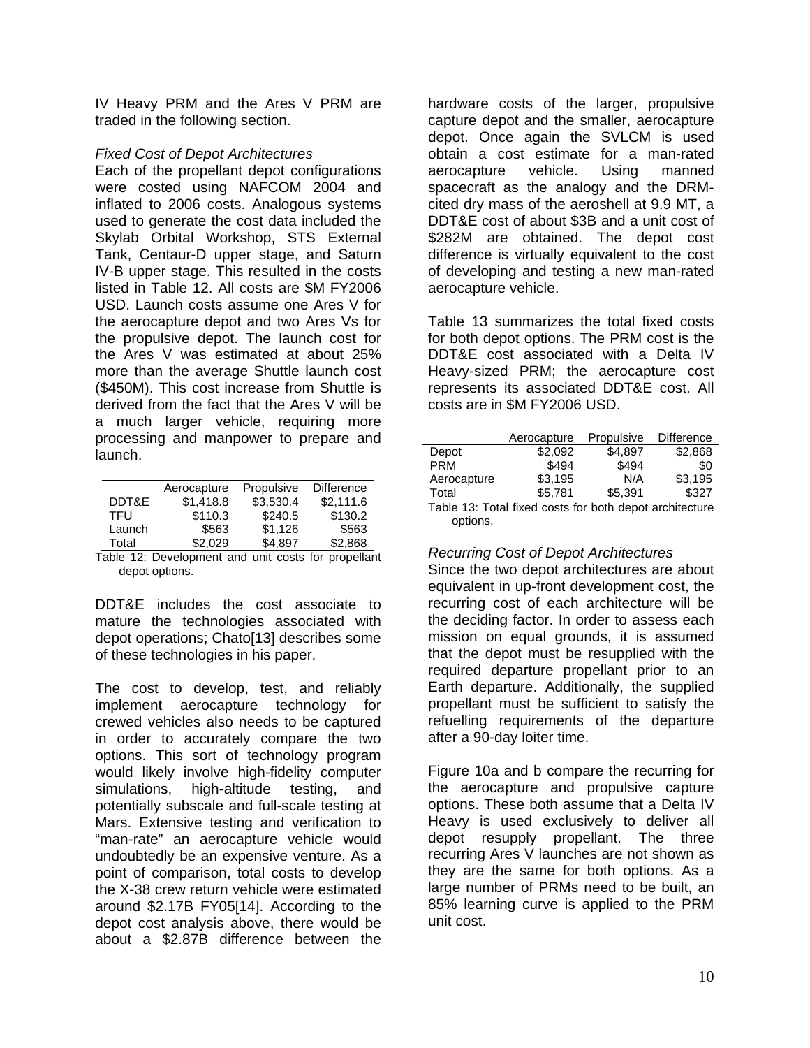IV Heavy PRM and the Ares V PRM are traded in the following section.

### *Fixed Cost of Depot Architectures*

Each of the propellant depot configurations were costed using NAFCOM 2004 and inflated to 2006 costs. Analogous systems used to generate the cost data included the Skylab Orbital Workshop, STS External Tank, Centaur-D upper stage, and Saturn IV-B upper stage. This resulted in the costs listed in Table 12. All costs are $M FY2006 USD. Launch costs assume one Ares V for the aerocapture depot and two Ares Vs for the propulsive depot. The launch cost for the Ares V was estimated at about 25% more than the average Shuttle launch cost ($450M). This cost increase from Shuttle is derived from the fact that the Ares V will be a much larger vehicle, requiring more processing and manpower to prepare and launch.

| | Aerocapture | Propulsive | Difference |
|---|---|---|---|
| DDT&E | $1,418.8 | $3,530.4 | $2,111.6 |
| TFU | $110.3 | $240.5 | $130.2 |
| Launch | $563 | $1,126 | $563 |
| Total | $2,029 | $4,897 | $2,868 |

Table 12: Development and unit costs for propellant depot options.

DDT&E includes the cost associate to mature the technologies associated with depot operations; Chato[13] describes some of these technologies in his paper.

The cost to develop, test, and reliably implement aerocapture technology for crewed vehicles also needs to be captured in order to accurately compare the two options. This sort of technology program would likely involve high-fidelity computer simulations, high-altitude testing, and potentially subscale and full-scale testing at Mars. Extensive testing and verification to "man-rate" an aerocapture vehicle would undoubtedly be an expensive venture. As a point of comparison, total costs to develop the X-38 crew return vehicle were estimated around $2.17B FY05[14]. According to the depot cost analysis above, there would be about a $2.87B difference between the hardware costs of the larger, propulsive capture depot and the smaller, aerocapture depot. Once again the SVLCM is used obtain a cost estimate for a man-rated aerocapture vehicle. Using manned spacecraft as the analogy and the DRM-cited dry mass of the aeroshell at 9.9 MT, a DDT&E cost of about $3B and a unit cost of $282M are obtained. The depot cost difference is virtually equivalent to the cost of developing and testing a new man-rated aerocapture vehicle.

Table 13 summarizes the total fixed costs for both depot options. The PRM cost is the DDT&E cost associated with a Delta IV Heavy-sized PRM; the aerocapture cost represents its associated DDT&E cost. All costs are in $M FY2006 USD.

| | Aerocapture | Propulsive | Difference |
|---|---|---|---|
| Depot | $2,092 | $4,897 | $2,868 |
| PRM | $494 | $494 | $0 |
| Aerocapture | $3,195 | N/A | $3,195 |
| Total | $5,781 | $5,391 | $327 |

Table 13: Total fixed costs for both depot architecture options.

### *Recurring Cost of Depot Architectures*

Since the two depot architectures are about equivalent in up-front development cost, the recurring cost of each architecture will be the deciding factor. In order to assess each mission on equal grounds, it is assumed that the depot must be resupplied with the required departure propellant prior to an Earth departure. Additionally, the supplied propellant must be sufficient to satisfy the refuelling requirements of the departure after a 90-day loiter time.

Figure 10a and b compare the recurring for the aerocapture and propulsive capture options. These both assume that a Delta IV Heavy is used exclusively to deliver all depot resupply propellant. The three recurring Ares V launches are not shown as they are the same for both options. As a large number of PRMs need to be built, an 85% learning curve is applied to the PRM unit cost.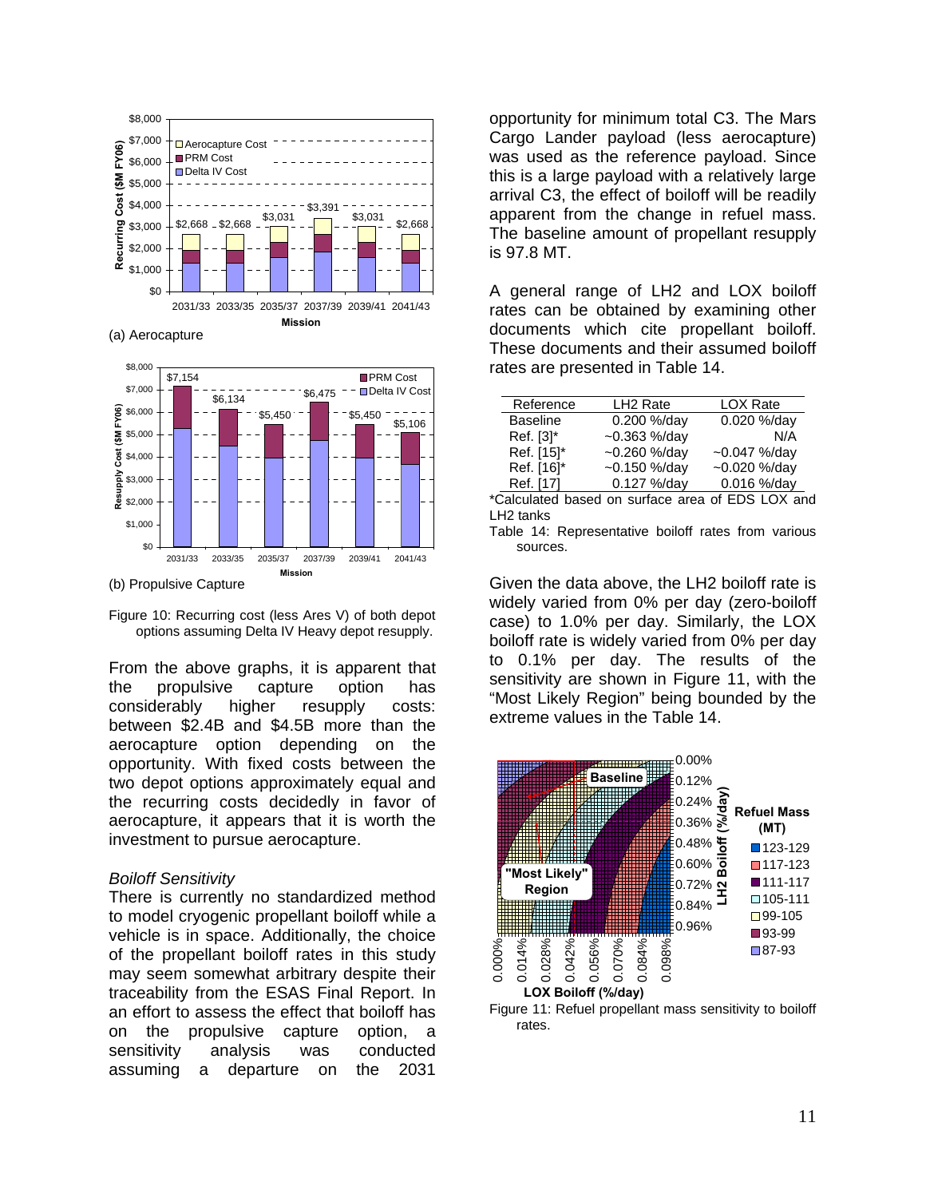Figure 10: Recurring cost (less Ares V) of both depot options assuming Delta IV Heavy depot resupply.

From the above graphs, it is apparent that the propulsive capture option has considerably higher resupply costs: between \$2.4B and \$4.5B more than the aerocapture option depending on the opportunity. With fixed costs between the two depot options approximately equal and the recurring costs decidedly in favor of aerocapture, it appears that it is worth the investment to pursue aerocapture.

*Boiloff Sensitivity*

There is currently no standardized method to model cryogenic propellant boiloff while a vehicle is in space. Additionally, the choice of the propellant boiloff rates in this study may seem somewhat arbitrary despite their traceability from the ESAS Final Report. In an effort to assess the effect that boiloff has on the propulsive capture option, a sensitivity analysis was conducted assuming a departure on the 2031 opportunity for minimum total C3. The Mars Cargo Lander payload (less aerocapture) was used as the reference payload. Since this is a large payload with a relatively large arrival C3, the effect of boiloff will be readily apparent from the change in refuel mass. The baseline amount of propellant resupply is 97.8 MT.

A general range of LH2 and LOX boiloff rates can be obtained by examining other documents which cite propellant boiloff. These documents and their assumed boiloff rates are presented in Table 14.

| Reference | LH2 Rate | LOX Rate |
|---|---|---|
| Baseline | 0.200 %/day | 0.020 %/day |
| Ref. [3]* | ~0.363 %/day | N/A |
| Ref. [15]* | ~0.260 %/day | ~0.047 %/day |
| Ref. [16]* | ~0.150 %/day | ~0.020 %/day |
| Ref. [17] | 0.127 %/day | 0.016 %/day |

*Calculated based on surface area of EDS LOX and LH2 tanks

Table 14: Representative boiloff rates from various sources.

Given the data above, the LH2 boiloff rate is widely varied from 0% per day (zero-boiloff case) to 1.0% per day. Similarly, the LOX boiloff rate is widely varied from 0% per day to 0.1% per day. The results of the sensitivity are shown in Figure 11, with the "Most Likely Region" being bounded by the extreme values in the Table 14.

Figure 11: Refuel propellant mass sensitivity to boiloff rates.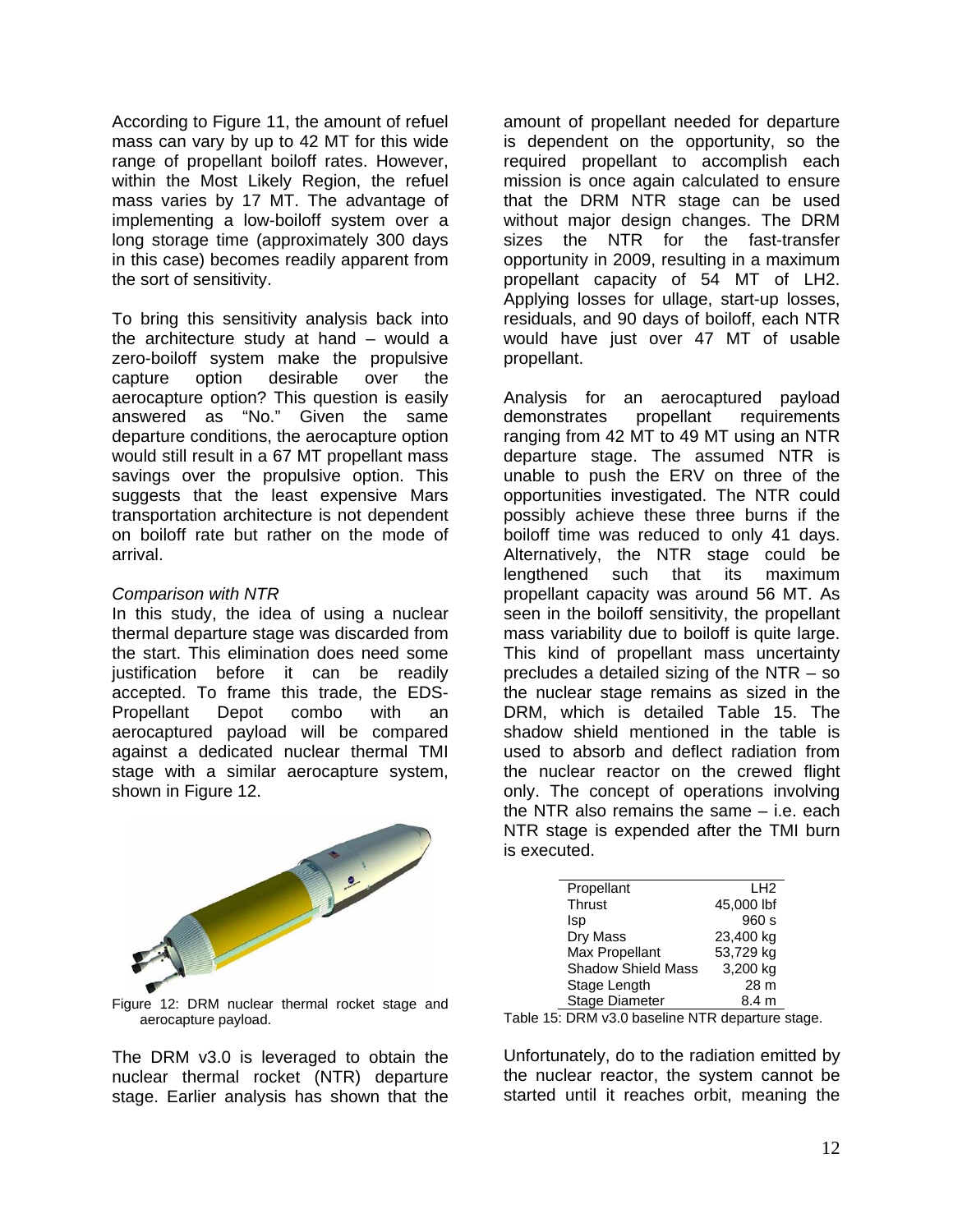According to Figure 11, the amount of refuel mass can vary by up to 42 MT for this wide range of propellant boiloff rates. However, within the Most Likely Region, the refuel mass varies by 17 MT. The advantage of implementing a low-boiloff system over a long storage time (approximately 300 days in this case) becomes readily apparent from the sort of sensitivity.

To bring this sensitivity analysis back into the architecture study at hand – would a zero-boiloff system make the propulsive capture option desirable over the aerocapture option? This question is easily answered as "No." Given the same departure conditions, the aerocapture option would still result in a 67 MT propellant mass savings over the propulsive option. This suggests that the least expensive Mars transportation architecture is not dependent on boiloff rate but rather on the mode of arrival.

*Comparison with NTR*

In this study, the idea of using a nuclear thermal departure stage was discarded from the start. This elimination does need some justification before it can be readily accepted. To frame this trade, the EDS-Propellant Depot combo with an aerocaptured payload will be compared against a dedicated nuclear thermal TMI stage with a similar aerocapture system, shown in Figure 12.

Figure 12: DRM nuclear thermal rocket stage and aerocapture payload.

The DRM v3.0 is leveraged to obtain the nuclear thermal rocket (NTR) departure stage. Earlier analysis has shown that the amount of propellant needed for departure is dependent on the opportunity, so the required propellant to accomplish each mission is once again calculated to ensure that the DRM NTR stage can be used without major design changes. The DRM sizes the NTR for the fast-transfer opportunity in 2009, resulting in a maximum propellant capacity of 54 MT of LH2. Applying losses for ullage, start-up losses, residuals, and 90 days of boiloff, each NTR would have just over 47 MT of usable propellant.

Analysis for an aerocaptured payload demonstrates propellant requirements ranging from 42 MT to 49 MT using an NTR departure stage. The assumed NTR is unable to push the ERV on three of the opportunities investigated. The NTR could possibly achieve these three burns if the boiloff time was reduced to only 41 days. Alternatively, the NTR stage could be lengthened such that its maximum propellant capacity was around 56 MT. As seen in the boiloff sensitivity, the propellant mass variability due to boiloff is quite large. This kind of propellant mass uncertainty precludes a detailed sizing of the NTR – so the nuclear stage remains as sized in the DRM, which is detailed Table 15. The shadow shield mentioned in the table is used to absorb and deflect radiation from the nuclear reactor on the crewed flight only. The concept of operations involving the NTR also remains the same – i.e. each NTR stage is expended after the TMI burn is executed.

| Propellant | LH2 |
|---|---|
| Thrust | 45,000 lbf |
| Isp | 960 s |
| Dry Mass | 23,400 kg |
| Max Propellant | 53,729 kg |
| Shadow Shield Mass | 3,200 kg |
| Stage Length | 28 m |
| Stage Diameter | 8.4 m |

Table 15: DRM v3.0 baseline NTR departure stage.

Unfortunately, do to the radiation emitted by the nuclear reactor, the system cannot be started until it reaches orbit, meaning the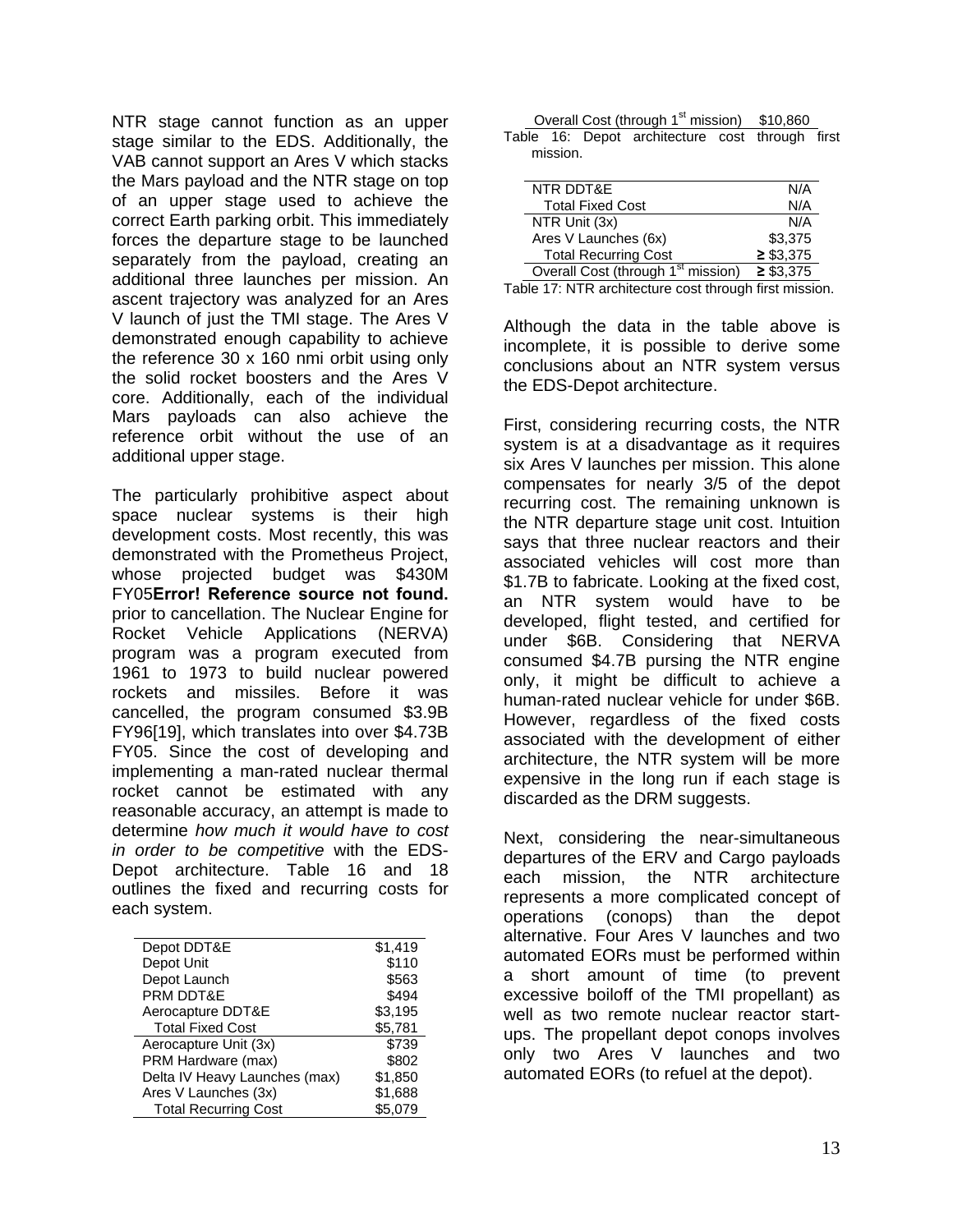NTR stage cannot function as an upper stage similar to the EDS. Additionally, the VAB cannot support an Ares V which stacks the Mars payload and the NTR stage on top of an upper stage used to achieve the correct Earth parking orbit. This immediately forces the departure stage to be launched separately from the payload, creating an additional three launches per mission. An ascent trajectory was analyzed for an Ares V launch of just the TMI stage. The Ares V demonstrated enough capability to achieve the reference 30 x 160 nmi orbit using only the solid rocket boosters and the Ares V core. Additionally, each of the individual Mars payloads can also achieve the reference orbit without the use of an additional upper stage.

The particularly prohibitive aspect about space nuclear systems is their high development costs. Most recently, this was demonstrated with the Prometheus Project, whose projected budget was $430M FY05**Error! Reference source not found.** prior to cancellation. The Nuclear Engine for Rocket Vehicle Applications (NERVA) program was a program executed from 1961 to 1973 to build nuclear powered rockets and missiles. Before it was cancelled, the program consumed $3.9B FY96[19], which translates into over $4.73B FY05. Since the cost of developing and implementing a man-rated nuclear thermal rocket cannot be estimated with any reasonable accuracy, an attempt is made to determine *how much it would have to cost in order to be competitive* with the EDS-Depot architecture. Table 16 and 18 outlines the fixed and recurring costs for each system.

| | |
|---|---|
| Depot DDT&E | $1,419 |
| Depot Unit | $110 |
| Depot Launch | $563 |
| PRM DDT&E | $494 |
| Aerocapture DDT&E | $3,195 |
| Total Fixed Cost | $5,781 |
| Aerocapture Unit (3x) | $739 |
| PRM Hardware (max) | $802 |
| Delta IV Heavy Launches (max) | $1,850 |
| Ares V Launches (3x) | $1,688 |
| Total Recurring Cost | $5,079 |
| Overall Cost (through 1st mission) | $10,860 |

Table 16: Depot architecture cost through first mission.

| | |
|---|---|
| NTR DDT&E | N/A |
| Total Fixed Cost | N/A |
| NTR Unit (3x) | N/A |
| Ares V Launches (6x) | $3,375 |
| Total Recurring Cost | ≥ $3,375 |
| Overall Cost (through 1st mission) | ≥ $3,375 |

Table 17: NTR architecture cost through first mission.

Although the data in the table above is incomplete, it is possible to derive some conclusions about an NTR system versus the EDS-Depot architecture.

First, considering recurring costs, the NTR system is at a disadvantage as it requires six Ares V launches per mission. This alone compensates for nearly 3/5 of the depot recurring cost. The remaining unknown is the NTR departure stage unit cost. Intuition says that three nuclear reactors and their associated vehicles will cost more than $1.7B to fabricate. Looking at the fixed cost, an NTR system would have to be developed, flight tested, and certified for under $6B. Considering that NERVA consumed $4.7B pursing the NTR engine only, it might be difficult to achieve a human-rated nuclear vehicle for under $6B. However, regardless of the fixed costs associated with the development of either architecture, the NTR system will be more expensive in the long run if each stage is discarded as the DRM suggests.

Next, considering the near-simultaneous departures of the ERV and Cargo payloads each mission, the NTR architecture represents a more complicated concept of operations (conops) than the depot alternative. Four Ares V launches and two automated EORs must be performed within a short amount of time (to prevent excessive boiloff of the TMI propellant) as well as two remote nuclear reactor start-ups. The propellant depot conops involves only two Ares V launches and two automated EORs (to refuel at the depot).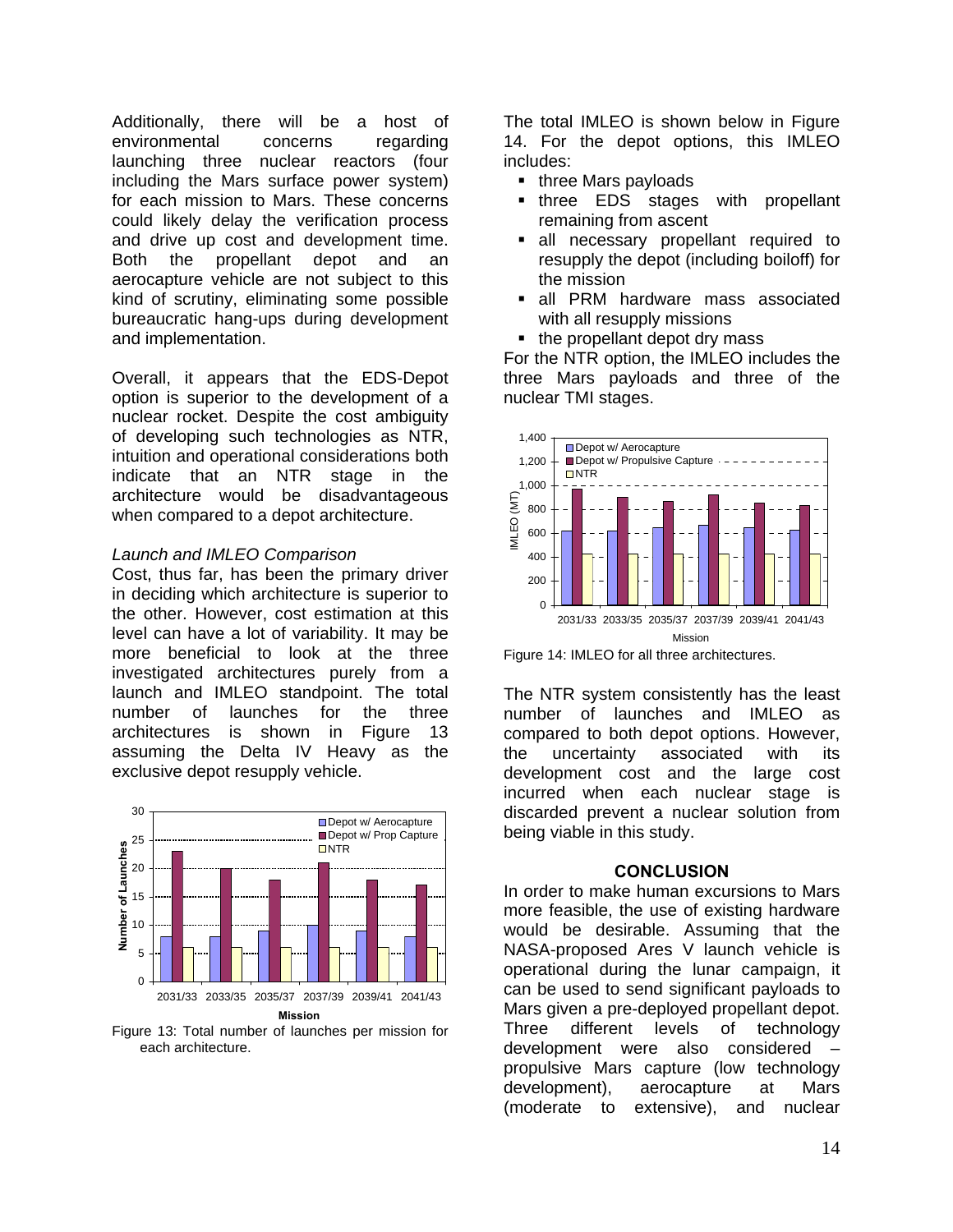Additionally, there will be a host of environmental concerns regarding launching three nuclear reactors (four including the Mars surface power system) for each mission to Mars. These concerns could likely delay the verification process and drive up cost and development time. Both the propellant depot and an aerocapture vehicle are not subject to this kind of scrutiny, eliminating some possible bureaucratic hang-ups during development and implementation.

Overall, it appears that the EDS-Depot option is superior to the development of a nuclear rocket. Despite the cost ambiguity of developing such technologies as NTR, intuition and operational considerations both indicate that an NTR stage in the architecture would be disadvantageous when compared to a depot architecture.

*Launch and IMLEO Comparison*

Cost, thus far, has been the primary driver in deciding which architecture is superior to the other. However, cost estimation at this level can have a lot of variability. It may be more beneficial to look at the three investigated architectures purely from a launch and IMLEO standpoint. The total number of launches for the three architectures is shown in Figure 13 assuming the Delta IV Heavy as the exclusive depot resupply vehicle.

Figure 13: Total number of launches per mission for each architecture.

The total IMLEO is shown below in Figure 14. For the depot options, this IMLEO includes:

- three Mars payloads
- three EDS stages with propellant remaining from ascent
- all necessary propellant required to resupply the depot (including boiloff) for the mission
- all PRM hardware mass associated with all resupply missions
- the propellant depot dry mass

For the NTR option, the IMLEO includes the three Mars payloads and three of the nuclear TMI stages.

Figure 14: IMLEO for all three architectures.

The NTR system consistently has the least number of launches and IMLEO as compared to both depot options. However, the uncertainty associated with its development cost and the large cost incurred when each nuclear stage is discarded prevent a nuclear solution from being viable in this study.

## CONCLUSION

In order to make human excursions to Mars more feasible, the use of existing hardware would be desirable. Assuming that the NASA-proposed Ares V launch vehicle is operational during the lunar campaign, it can be used to send significant payloads to Mars given a pre-deployed propellant depot. Three different levels of technology development were also considered – propulsive Mars capture (low technology development), aerocapture at Mars (moderate to extensive), and nuclear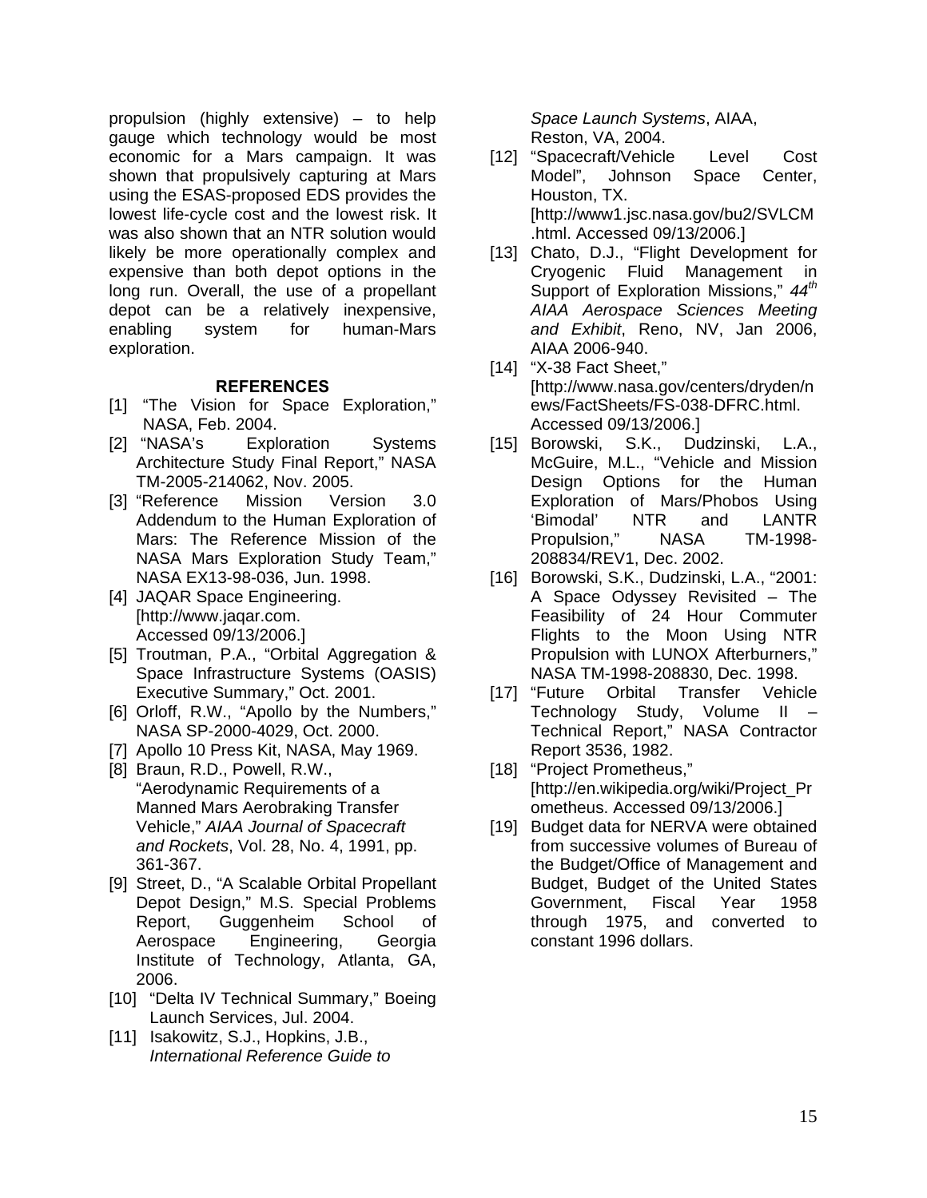propulsion (highly extensive) – to help gauge which technology would be most economic for a Mars campaign. It was shown that propulsively capturing at Mars using the ESAS-proposed EDS provides the lowest life-cycle cost and the lowest risk. It was also shown that an NTR solution would likely be more operationally complex and expensive than both depot options in the long run. Overall, the use of a propellant depot can be a relatively inexpensive, enabling system for human-Mars exploration.

## REFERENCES

[1] "The Vision for Space Exploration," NASA, Feb. 2004.

[2] "NASA's Exploration Systems Architecture Study Final Report," NASA TM-2005-214062, Nov. 2005.

[3] "Reference Mission Version 3.0 Addendum to the Human Exploration of Mars: The Reference Mission of the NASA Mars Exploration Study Team," NASA EX13-98-036, Jun. 1998.

[4] JAQAR Space Engineering. [http://www.jaqar.com. Accessed 09/13/2006.]

[5] Troutman, P.A., "Orbital Aggregation & Space Infrastructure Systems (OASIS) Executive Summary," Oct. 2001.

[6] Orloff, R.W., "Apollo by the Numbers," NASA SP-2000-4029, Oct. 2000.

[7] Apollo 10 Press Kit, NASA, May 1969.

[8] Braun, R.D., Powell, R.W., "Aerodynamic Requirements of a Manned Mars Aerobraking Transfer Vehicle," *AIAA Journal of Spacecraft and Rockets*, Vol. 28, No. 4, 1991, pp. 361-367.

[9] Street, D., "A Scalable Orbital Propellant Depot Design," M.S. Special Problems Report, Guggenheim School of Aerospace Engineering, Georgia Institute of Technology, Atlanta, GA, 2006.

[10] "Delta IV Technical Summary," Boeing Launch Services, Jul. 2004.

[11] Isakowitz, S.J., Hopkins, J.B., *International Reference Guide to Space Launch Systems*, AIAA, Reston, VA, 2004.

[12] "Spacecraft/Vehicle Level Cost Model", Johnson Space Center, Houston, TX. [http://www1.jsc.nasa.gov/bu2/SVLCM.html. Accessed 09/13/2006.]

[13] Chato, D.J., "Flight Development for Cryogenic Fluid Management in Support of Exploration Missions," *44th AIAA Aerospace Sciences Meeting and Exhibit*, Reno, NV, Jan 2006, AIAA 2006-940.

[14] "X-38 Fact Sheet," [http://www.nasa.gov/centers/dryden/news/FactSheets/FS-038-DFRC.html. Accessed 09/13/2006.]

[15] Borowski, S.K., Dudzinski, L.A., McGuire, M.L., "Vehicle and Mission Design Options for the Human Exploration of Mars/Phobos Using 'Bimodal' NTR and LANTR Propulsion," NASA TM-1998-208834/REV1, Dec. 2002.

[16] Borowski, S.K., Dudzinski, L.A., "2001: A Space Odyssey Revisited – The Feasibility of 24 Hour Commuter Flights to the Moon Using NTR Propulsion with LUNOX Afterburners," NASA TM-1998-208830, Dec. 1998.

[17] "Future Orbital Transfer Vehicle Technology Study, Volume II – Technical Report," NASA Contractor Report 3536, 1982.

[18] "Project Prometheus," [http://en.wikipedia.org/wiki/Project_Prometheus. Accessed 09/13/2006.]

[19] Budget data for NERVA were obtained from successive volumes of Bureau of the Budget/Office of Management and Budget, Budget of the United States Government, Fiscal Year 1958 through 1975, and converted to constant 1996 dollars.